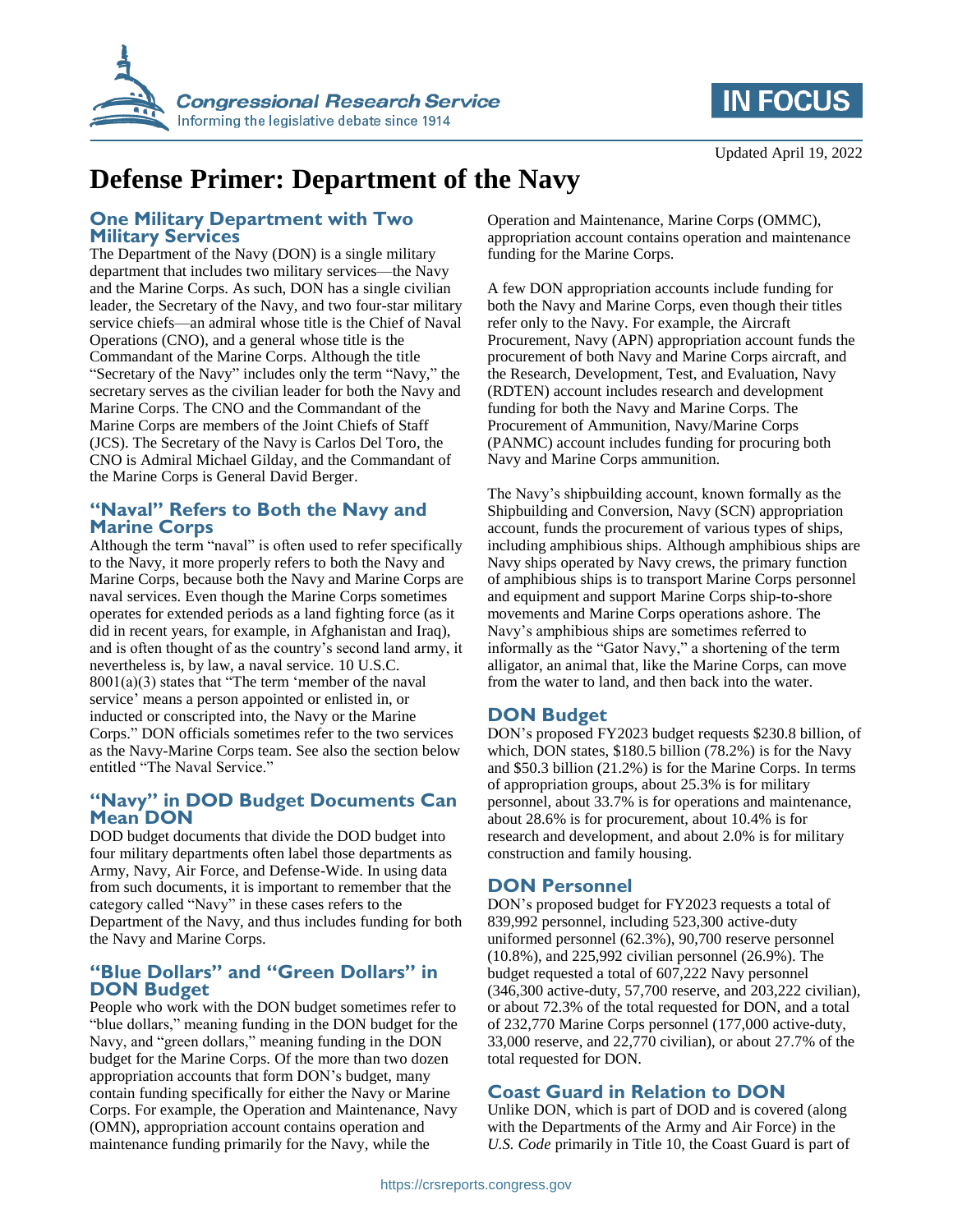Updated April 19, 2022

# Defense Primer: Department of the Navy

## One Military Department with Two Military Services

The Department of the Navy (DON) is a single military department that includes two military services—the Navy and the Marine Corps. As such, DON has a single civilian leader, the Secretary of the Navy, and two four-star military service chiefs—an admiral whose title is the Chief of Naval Operations (CNO), and a general whose title is the Commandant of the Marine Corps. Although the title "Secretary of the Navy" includes only the term "Navy," the secretary serves as the civilian leader for both the Navy and Marine Corps. The CNO and the Commandant of the Marine Corps are members of the Joint Chiefs of Staff (JCS). The Secretary of the Navy is Carlos Del Toro, the CNO is Admiral Michael Gilday, and the Commandant of the Marine Corps is General David Berger.

## "Naval" Refers to Both the Navy and Marine Corps

Although the term "naval" is often used to refer specifically to the Navy, it more properly refers to both the Navy and Marine Corps, because both the Navy and Marine Corps are naval services. Even though the Marine Corps sometimes operates for extended periods as a land fighting force (as it did in recent years, for example, in Afghanistan and Iraq), and is often thought of as the country's second land army, it nevertheless is, by law, a naval service. 10 U.S.C. 8001(a)(3) states that "The term 'member of the naval service' means a person appointed or enlisted in, or inducted or conscripted into, the Navy or the Marine Corps." DON officials sometimes refer to the two services as the Navy-Marine Corps team. See also the section below entitled "The Naval Service."

## "Navy" in DOD Budget Documents Can Mean DON

DOD budget documents that divide the DOD budget into four military departments often label those departments as Army, Navy, Air Force, and Defense-Wide. In using data from such documents, it is important to remember that the category called "Navy" in these cases refers to the Department of the Navy, and thus includes funding for both the Navy and Marine Corps.

## "Blue Dollars" and "Green Dollars" in DON Budget

People who work with the DON budget sometimes refer to "blue dollars," meaning funding in the DON budget for the Navy, and "green dollars," meaning funding in the DON budget for the Marine Corps. Of the more than two dozen appropriation accounts that form DON's budget, many contain funding specifically for either the Navy or Marine Corps. For example, the Operation and Maintenance, Navy (OMN), appropriation account contains operation and maintenance funding primarily for the Navy, while the Operation and Maintenance, Marine Corps (OMMC), appropriation account contains operation and maintenance funding for the Marine Corps.

A few DON appropriation accounts include funding for both the Navy and Marine Corps, even though their titles refer only to the Navy. For example, the Aircraft Procurement, Navy (APN) appropriation account funds the procurement of both Navy and Marine Corps aircraft, and the Research, Development, Test, and Evaluation, Navy (RDTEN) account includes research and development funding for both the Navy and Marine Corps. The Procurement of Ammunition, Navy/Marine Corps (PANMC) account includes funding for procuring both Navy and Marine Corps ammunition.

The Navy's shipbuilding account, known formally as the Shipbuilding and Conversion, Navy (SCN) appropriation account, funds the procurement of various types of ships, including amphibious ships. Although amphibious ships are Navy ships operated by Navy crews, the primary function of amphibious ships is to transport Marine Corps personnel and equipment and support Marine Corps ship-to-shore movements and Marine Corps operations ashore. The Navy's amphibious ships are sometimes referred to informally as the "Gator Navy," a shortening of the term alligator, an animal that, like the Marine Corps, can move from the water to land, and then back into the water.

## DON Budget

DON's proposed FY2023 budget requests $230.8 billion, of which, DON states, $180.5 billion (78.2%) is for the Navy and $50.3 billion (21.2%) is for the Marine Corps. In terms of appropriation groups, about 25.3% is for military personnel, about 33.7% is for operations and maintenance, about 28.6% is for procurement, about 10.4% is for research and development, and about 2.0% is for military construction and family housing.

## DON Personnel

DON's proposed budget for FY2023 requests a total of 839,992 personnel, including 523,300 active-duty uniformed personnel (62.3%), 90,700 reserve personnel (10.8%), and 225,992 civilian personnel (26.9%). The budget requested a total of 607,222 Navy personnel (346,300 active-duty, 57,700 reserve, and 203,222 civilian), or about 72.3% of the total requested for DON, and a total of 232,770 Marine Corps personnel (177,000 active-duty, 33,000 reserve, and 22,770 civilian), or about 27.7% of the total requested for DON.

## Coast Guard in Relation to DON

Unlike DON, which is part of DOD and is covered (along with the Departments of the Army and Air Force) in the *U.S. Code* primarily in Title 10, the Coast Guard is part of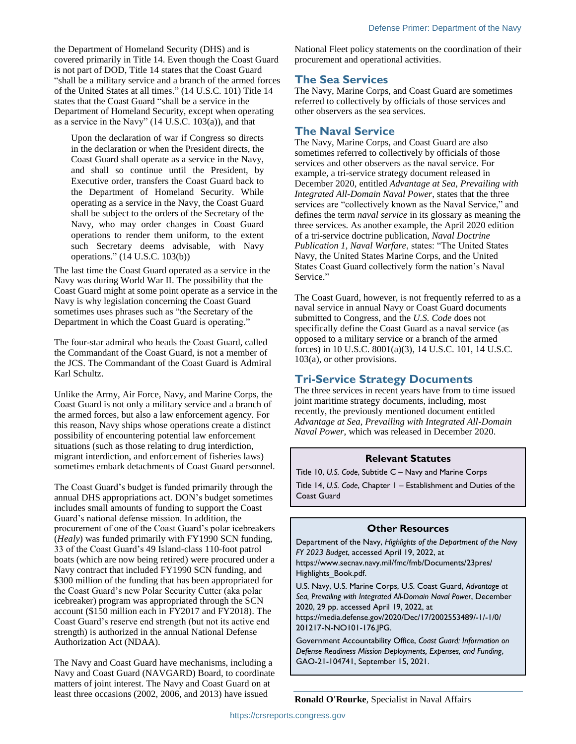the Department of Homeland Security (DHS) and is covered primarily in Title 14. Even though the Coast Guard is not part of DOD, Title 14 states that the Coast Guard "shall be a military service and a branch of the armed forces of the United States at all times." (14 U.S.C. 101) Title 14 states that the Coast Guard "shall be a service in the Department of Homeland Security, except when operating as a service in the Navy" (14 U.S.C. 103(a)), and that

> Upon the declaration of war if Congress so directs in the declaration or when the President directs, the Coast Guard shall operate as a service in the Navy, and shall so continue until the President, by Executive order, transfers the Coast Guard back to the Department of Homeland Security. While operating as a service in the Navy, the Coast Guard shall be subject to the orders of the Secretary of the Navy, who may order changes in Coast Guard operations to render them uniform, to the extent such Secretary deems advisable, with Navy operations." (14 U.S.C. 103(b))

The last time the Coast Guard operated as a service in the Navy was during World War II. The possibility that the Coast Guard might at some point operate as a service in the Navy is why legislation concerning the Coast Guard sometimes uses phrases such as "the Secretary of the Department in which the Coast Guard is operating."

The four-star admiral who heads the Coast Guard, called the Commandant of the Coast Guard, is not a member of the JCS. The Commandant of the Coast Guard is Admiral Karl Schultz.

Unlike the Army, Air Force, Navy, and Marine Corps, the Coast Guard is not only a military service and a branch of the armed forces, but also a law enforcement agency. For this reason, Navy ships whose operations create a distinct possibility of encountering potential law enforcement situations (such as those relating to drug interdiction, migrant interdiction, and enforcement of fisheries laws) sometimes embark detachments of Coast Guard personnel.

The Coast Guard's budget is funded primarily through the annual DHS appropriations act. DON's budget sometimes includes small amounts of funding to support the Coast Guard's national defense mission. In addition, the procurement of one of the Coast Guard's polar icebreakers (*Healy*) was funded primarily with FY1990 SCN funding, 33 of the Coast Guard's 49 Island-class 110-foot patrol boats (which are now being retired) were procured under a Navy contract that included FY1990 SCN funding, and $300 million of the funding that has been appropriated for the Coast Guard's new Polar Security Cutter (aka polar icebreaker) program was appropriated through the SCN account ($150 million each in FY2017 and FY2018). The Coast Guard's reserve end strength (but not its active end strength) is authorized in the annual National Defense Authorization Act (NDAA).

The Navy and Coast Guard have mechanisms, including a Navy and Coast Guard (NAVGARD) Board, to coordinate matters of joint interest. The Navy and Coast Guard on at least three occasions (2002, 2006, and 2013) have issued National Fleet policy statements on the coordination of their procurement and operational activities.

## The Sea Services

The Navy, Marine Corps, and Coast Guard are sometimes referred to collectively by officials of those services and other observers as the sea services.

## The Naval Service

The Navy, Marine Corps, and Coast Guard are also sometimes referred to collectively by officials of those services and other observers as the naval service. For example, a tri-service strategy document released in December 2020, entitled *Advantage at Sea, Prevailing with Integrated All-Domain Naval Power*, states that the three services are "collectively known as the Naval Service," and defines the term *naval service* in its glossary as meaning the three services. As another example, the April 2020 edition of a tri-service doctrine publication, *Naval Doctrine Publication 1, Naval Warfare*, states: "The United States Navy, the United States Marine Corps, and the United States Coast Guard collectively form the nation's Naval Service."

The Coast Guard, however, is not frequently referred to as a naval service in annual Navy or Coast Guard documents submitted to Congress, and the *U.S. Code* does not specifically define the Coast Guard as a naval service (as opposed to a military service or a branch of the armed forces) in 10 U.S.C. 8001(a)(3), 14 U.S.C. 101, 14 U.S.C. 103(a), or other provisions.

## Tri-Service Strategy Documents

The three services in recent years have from to time issued joint maritime strategy documents, including, most recently, the previously mentioned document entitled *Advantage at Sea, Prevailing with Integrated All-Domain Naval Power*, which was released in December 2020.

### Relevant Statutes

Title 10, *U.S. Code*, Subtitle C – Navy and Marine Corps

Title 14, *U.S. Code*, Chapter 1 – Establishment and Duties of the Coast Guard

### Other Resources

Department of the Navy, *Highlights of the Department of the Navy FY 2023 Budget*, accessed April 19, 2022, at https://www.secnav.navy.mil/fmc/fmb/Documents/23pres/Highlights_Book.pdf.

U.S. Navy, U.S. Marine Corps, U.S. Coast Guard, *Advantage at Sea, Prevailing with Integrated All-Domain Naval Power*, December 2020, 29 pp. accessed April 19, 2022, at https://media.defense.gov/2020/Dec/17/2002553489/-1/-1/0/201217-N-NO101-176.JPG.

Government Accountability Office, *Coast Guard: Information on Defense Readiness Mission Deployments, Expenses, and Funding*, GAO-21-104741, September 15, 2021.

**Ronald O'Rourke**, Specialist in Naval Affairs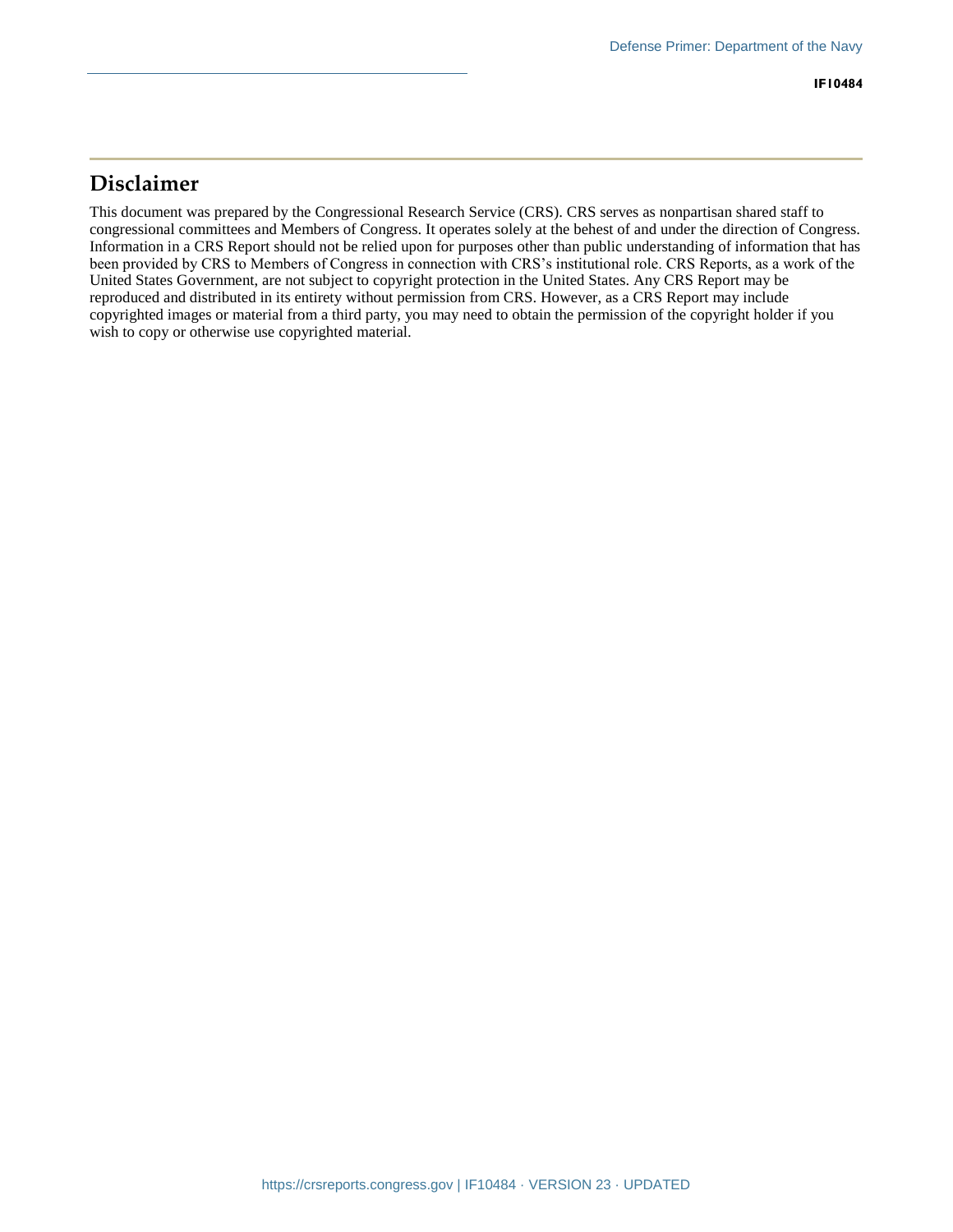## Disclaimer

This document was prepared by the Congressional Research Service (CRS). CRS serves as nonpartisan shared staff to congressional committees and Members of Congress. It operates solely at the behest of and under the direction of Congress. Information in a CRS Report should not be relied upon for purposes other than public understanding of information that has been provided by CRS to Members of Congress in connection with CRS's institutional role. CRS Reports, as a work of the United States Government, are not subject to copyright protection in the United States. Any CRS Report may be reproduced and distributed in its entirety without permission from CRS. However, as a CRS Report may include copyrighted images or material from a third party, you may need to obtain the permission of the copyright holder if you wish to copy or otherwise use copyrighted material.